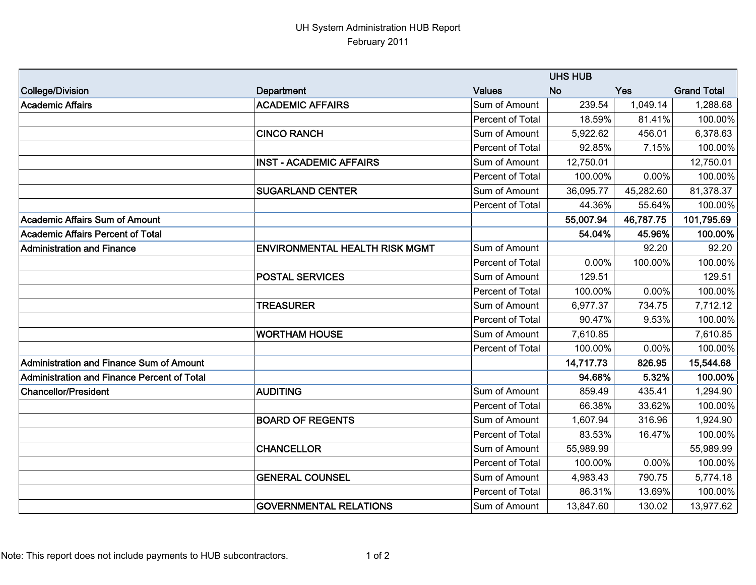UH System Administration HUB Report
February 2011

| College/Division | Department | Values | UHS HUB | | |
|---|---|---|---|---|---|
| | | | No | Yes | Grand Total |
| Academic Affairs | ACADEMIC AFFAIRS | Sum of Amount | 239.54 | 1,049.14 | 1,288.68 |
| | | Percent of Total | 18.59% | 81.41% | 100.00% |
| | CINCO RANCH | Sum of Amount | 5,922.62 | 456.01 | 6,378.63 |
| | | Percent of Total | 92.85% | 7.15% | 100.00% |
| | INST - ACADEMIC AFFAIRS | Sum of Amount | 12,750.01 | | 12,750.01 |
| | | Percent of Total | 100.00% | 0.00% | 100.00% |
| | SUGARLAND CENTER | Sum of Amount | 36,095.77 | 45,282.60 | 81,378.37 |
| | | Percent of Total | 44.36% | 55.64% | 100.00% |
| **Academic Affairs Sum of Amount** | | | **55,007.94** | **46,787.75** | **101,795.69** |
| **Academic Affairs Percent of Total** | | | **54.04%** | **45.96%** | **100.00%** |
| Administration and Finance | ENVIRONMENTAL HEALTH RISK MGMT | Sum of Amount | | 92.20 | 92.20 |
| | | Percent of Total | 0.00% | 100.00% | 100.00% |
| | POSTAL SERVICES | Sum of Amount | 129.51 | | 129.51 |
| | | Percent of Total | 100.00% | 0.00% | 100.00% |
| | TREASURER | Sum of Amount | 6,977.37 | 734.75 | 7,712.12 |
| | | Percent of Total | 90.47% | 9.53% | 100.00% |
| | WORTHAM HOUSE | Sum of Amount | 7,610.85 | | 7,610.85 |
| | | Percent of Total | 100.00% | 0.00% | 100.00% |
| **Administration and Finance Sum of Amount** | | | **14,717.73** | **826.95** | **15,544.68** |
| **Administration and Finance Percent of Total** | | | **94.68%** | **5.32%** | **100.00%** |
| Chancellor/President | AUDITING | Sum of Amount | 859.49 | 435.41 | 1,294.90 |
| | | Percent of Total | 66.38% | 33.62% | 100.00% |
| | BOARD OF REGENTS | Sum of Amount | 1,607.94 | 316.96 | 1,924.90 |
| | | Percent of Total | 83.53% | 16.47% | 100.00% |
| | CHANCELLOR | Sum of Amount | 55,989.99 | | 55,989.99 |
| | | Percent of Total | 100.00% | 0.00% | 100.00% |
| | GENERAL COUNSEL | Sum of Amount | 4,983.43 | 790.75 | 5,774.18 |
| | | Percent of Total | 86.31% | 13.69% | 100.00% |
| | GOVERNMENTAL RELATIONS | Sum of Amount | 13,847.60 | 130.02 | 13,977.62 |

Note: This report does not include payments to HUB subcontractors.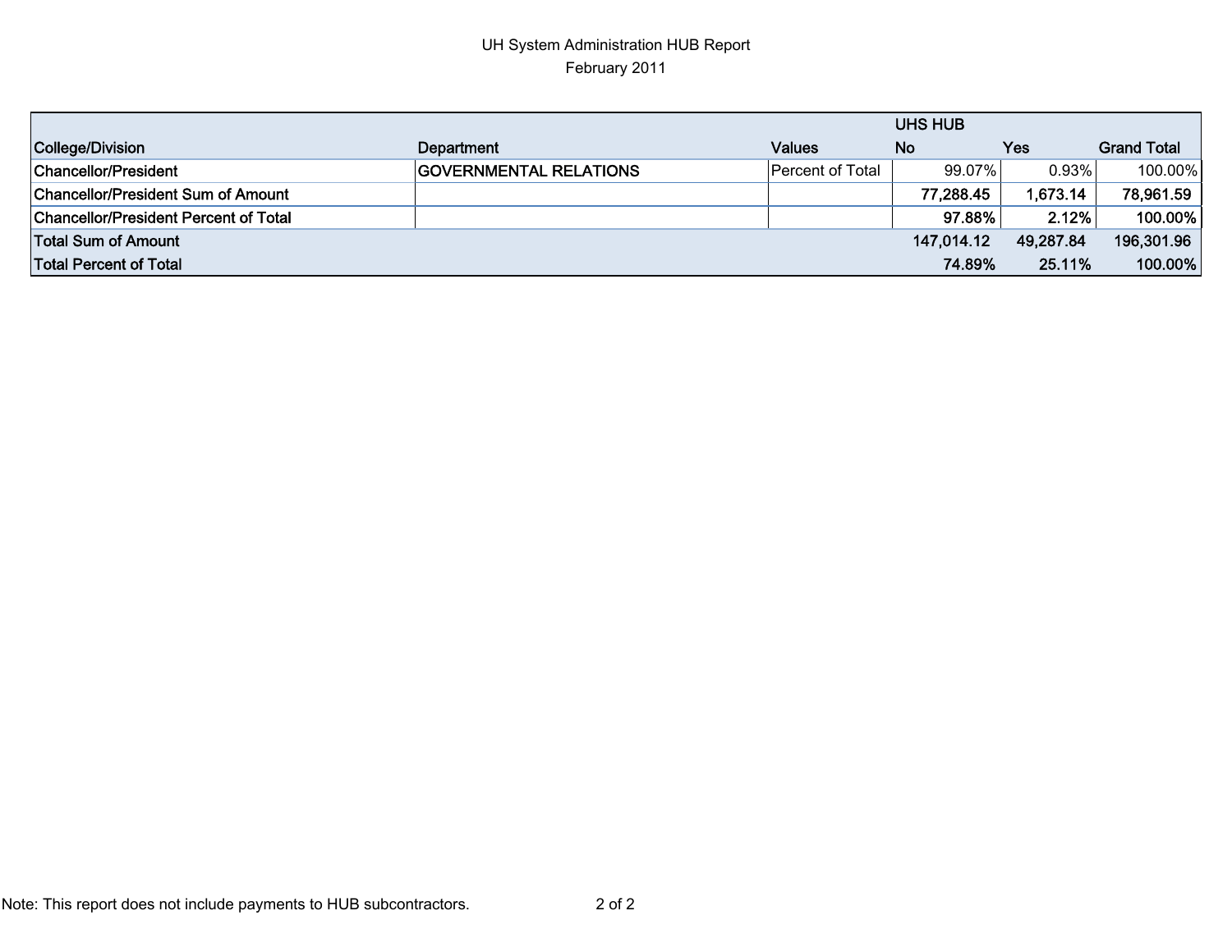UH System Administration HUB Report
February 2011

| | | | UHS HUB | | |
|---|---|---|---|---|---|
| **College/Division** | **Department** | **Values** | **No** | **Yes** | **Grand Total** |
| **Chancellor/President** | **GOVERNMENTAL RELATIONS** | Percent of Total | 99.07% | 0.93% | 100.00% |
| **Chancellor/President Sum of Amount** | | | **77,288.45** | **1,673.14** | **78,961.59** |
| **Chancellor/President Percent of Total** | | | **97.88%** | **2.12%** | **100.00%** |
| **Total Sum of Amount** | | | **147,014.12** | **49,287.84** | **196,301.96** |
| **Total Percent of Total** | | | **74.89%** | **25.11%** | **100.00%** |

Note: This report does not include payments to HUB subcontractors.